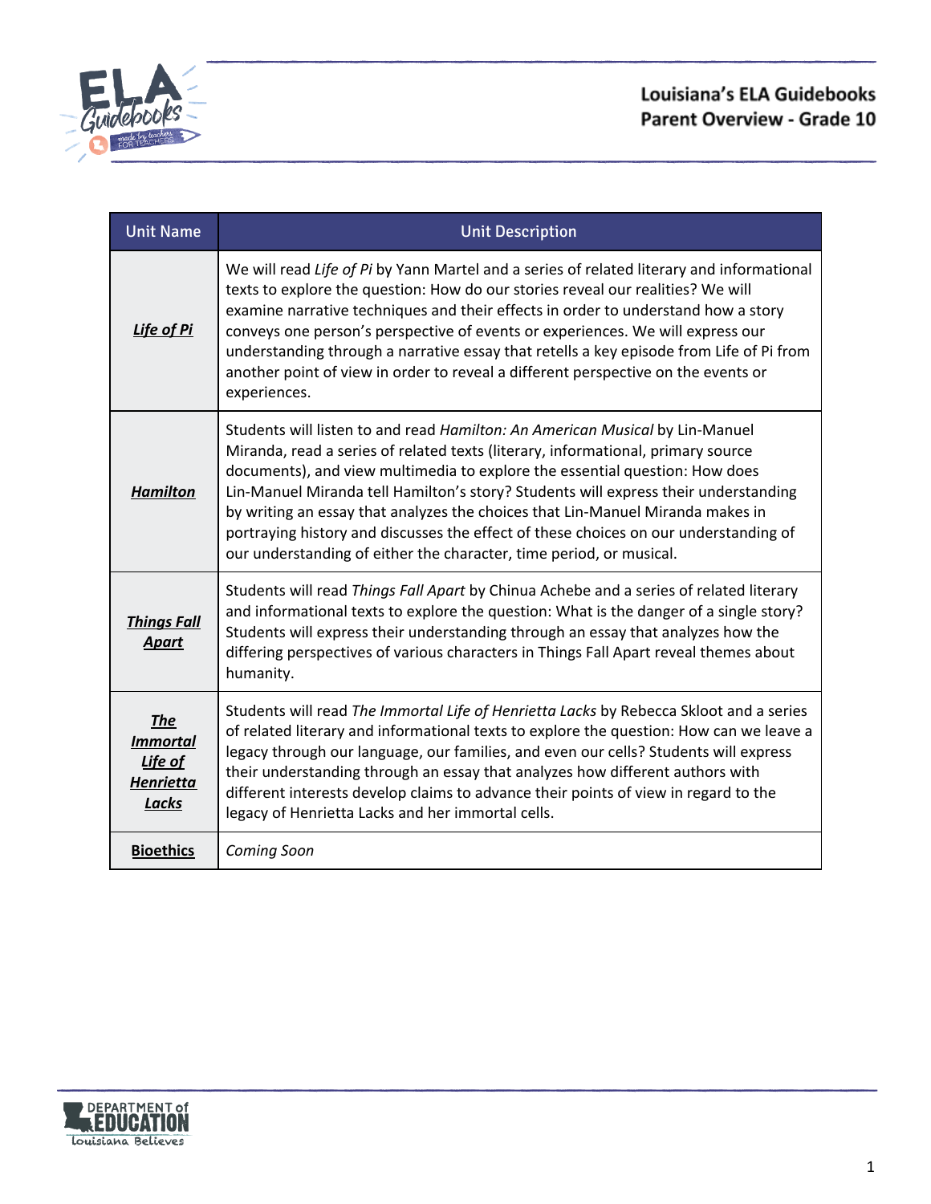# Louisiana's ELA Guidebooks
## Parent Overview - Grade 10

| Unit Name | Unit Description |
| --- | --- |
| ***Life of Pi*** | We will read *Life of Pi* by Yann Martel and a series of related literary and informational texts to explore the question: How do our stories reveal our realities? We will examine narrative techniques and their effects in order to understand how a story conveys one person's perspective of events or experiences. We will express our understanding through a narrative essay that retells a key episode from Life of Pi from another point of view in order to reveal a different perspective on the events or experiences. |
| ***Hamilton*** | Students will listen to and read *Hamilton: An American Musical* by Lin-Manuel Miranda, read a series of related texts (literary, informational, primary source documents), and view multimedia to explore the essential question: How does Lin-Manuel Miranda tell Hamilton's story? Students will express their understanding by writing an essay that analyzes the choices that Lin-Manuel Miranda makes in portraying history and discusses the effect of these choices on our understanding of our understanding of either the character, time period, or musical. |
| ***Things Fall Apart*** | Students will read *Things Fall Apart* by Chinua Achebe and a series of related literary and informational texts to explore the question: What is the danger of a single story? Students will express their understanding through an essay that analyzes how the differing perspectives of various characters in Things Fall Apart reveal themes about humanity. |
| ***The Immortal Life of Henrietta Lacks*** | Students will read *The Immortal Life of Henrietta Lacks* by Rebecca Skloot and a series of related literary and informational texts to explore the question: How can we leave a legacy through our language, our families, and even our cells? Students will express their understanding through an essay that analyzes how different authors with different interests develop claims to advance their points of view in regard to the legacy of Henrietta Lacks and her immortal cells. |
| **Bioethics** | *Coming Soon* |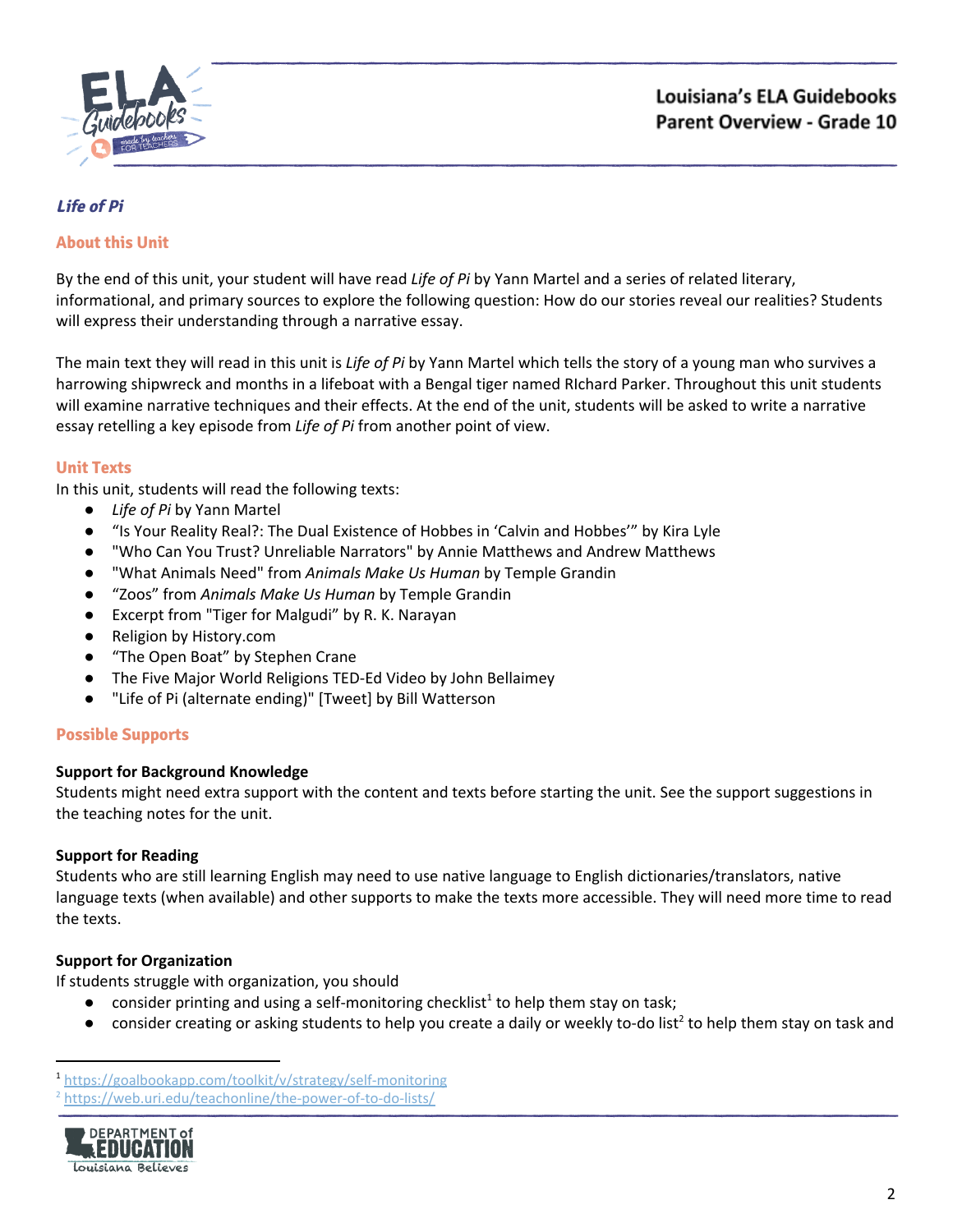### *Life of Pi*

#### About this Unit

By the end of this unit, your student will have read *Life of Pi* by Yann Martel and a series of related literary, informational, and primary sources to explore the following question: How do our stories reveal our realities? Students will express their understanding through a narrative essay.

The main text they will read in this unit is *Life of Pi* by Yann Martel which tells the story of a young man who survives a harrowing shipwreck and months in a lifeboat with a Bengal tiger named RIchard Parker. Throughout this unit students will examine narrative techniques and their effects. At the end of the unit, students will be asked to write a narrative essay retelling a key episode from *Life of Pi* from another point of view.

#### Unit Texts

In this unit, students will read the following texts:

- *Life of Pi* by Yann Martel
- "Is Your Reality Real?: The Dual Existence of Hobbes in 'Calvin and Hobbes'" by Kira Lyle
- "Who Can You Trust? Unreliable Narrators" by Annie Matthews and Andrew Matthews
- "What Animals Need" from *Animals Make Us Human* by Temple Grandin
- "Zoos" from *Animals Make Us Human* by Temple Grandin
- Excerpt from "Tiger for Malgudi" by R. K. Narayan
- Religion by History.com
- "The Open Boat" by Stephen Crane
- The Five Major World Religions TED-Ed Video by John Bellaimey
- "Life of Pi (alternate ending)" [Tweet] by Bill Watterson

#### Possible Supports

**Support for Background Knowledge**
Students might need extra support with the content and texts before starting the unit. See the support suggestions in the teaching notes for the unit.

**Support for Reading**
Students who are still learning English may need to use native language to English dictionaries/translators, native language texts (when available) and other supports to make the texts more accessible. They will need more time to read the texts.

**Support for Organization**
If students struggle with organization, you should

- consider printing and using a self-monitoring checklist[1] to help them stay on task;
- consider creating or asking students to help you create a daily or weekly to-do list[2] to help them stay on task and

[1] https://goalbookapp.com/toolkit/v/strategy/self-monitoring
[2] https://web.uri.edu/teachonline/the-power-of-to-do-lists/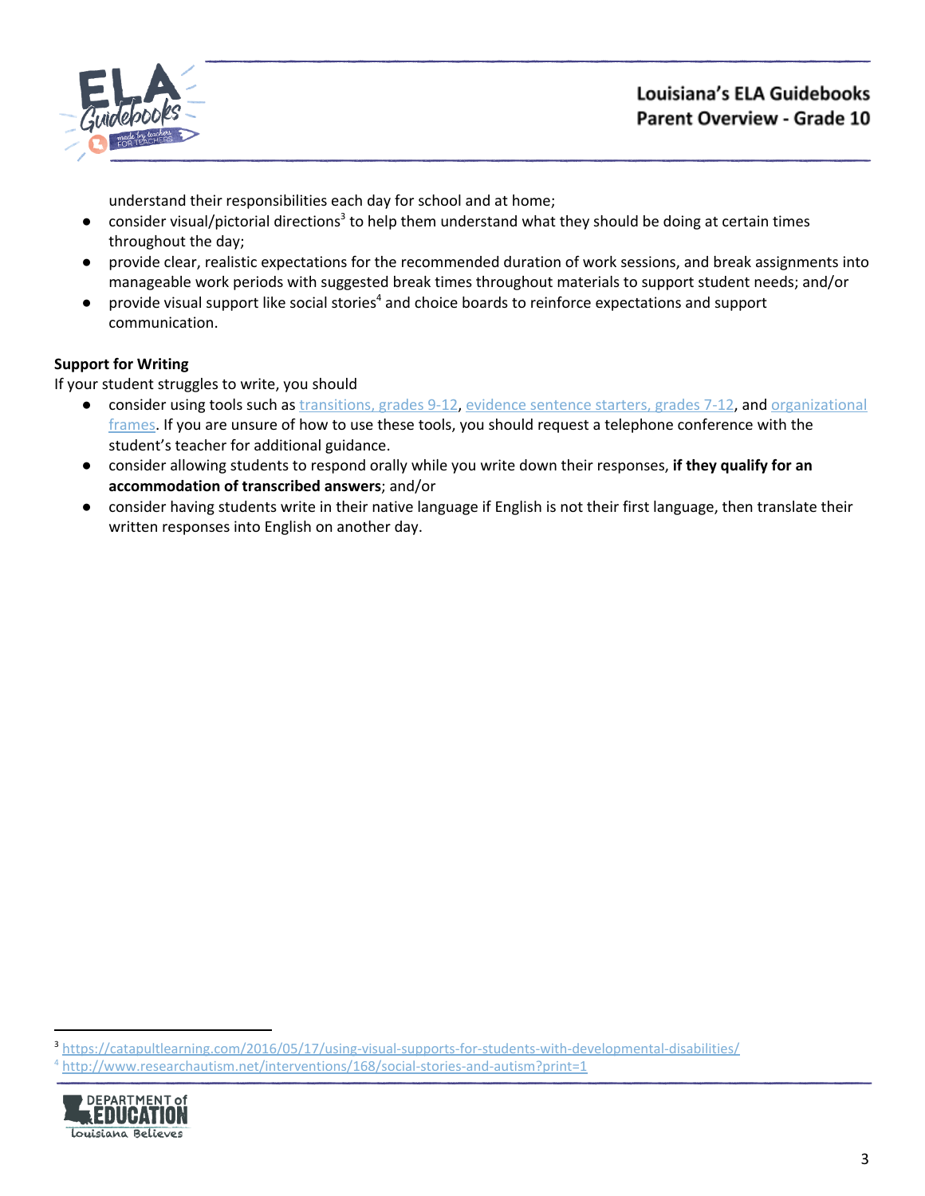understand their responsibilities each day for school and at home;

- consider visual/pictorial directions[3] to help them understand what they should be doing at certain times throughout the day;
- provide clear, realistic expectations for the recommended duration of work sessions, and break assignments into manageable work periods with suggested break times throughout materials to support student needs; and/or
- provide visual support like social stories[4] and choice boards to reinforce expectations and support communication.

**Support for Writing**

If your student struggles to write, you should

- consider using tools such as transitions, grades 9-12, evidence sentence starters, grades 7-12, and organizational frames. If you are unsure of how to use these tools, you should request a telephone conference with the student's teacher for additional guidance.
- consider allowing students to respond orally while you write down their responses, **if they qualify for an accommodation of transcribed answers**; and/or
- consider having students write in their native language if English is not their first language, then translate their written responses into English on another day.

[3] https://catapultlearning.com/2016/05/17/using-visual-supports-for-students-with-developmental-disabilities/

[4] http://www.researchautism.net/interventions/168/social-stories-and-autism?print=1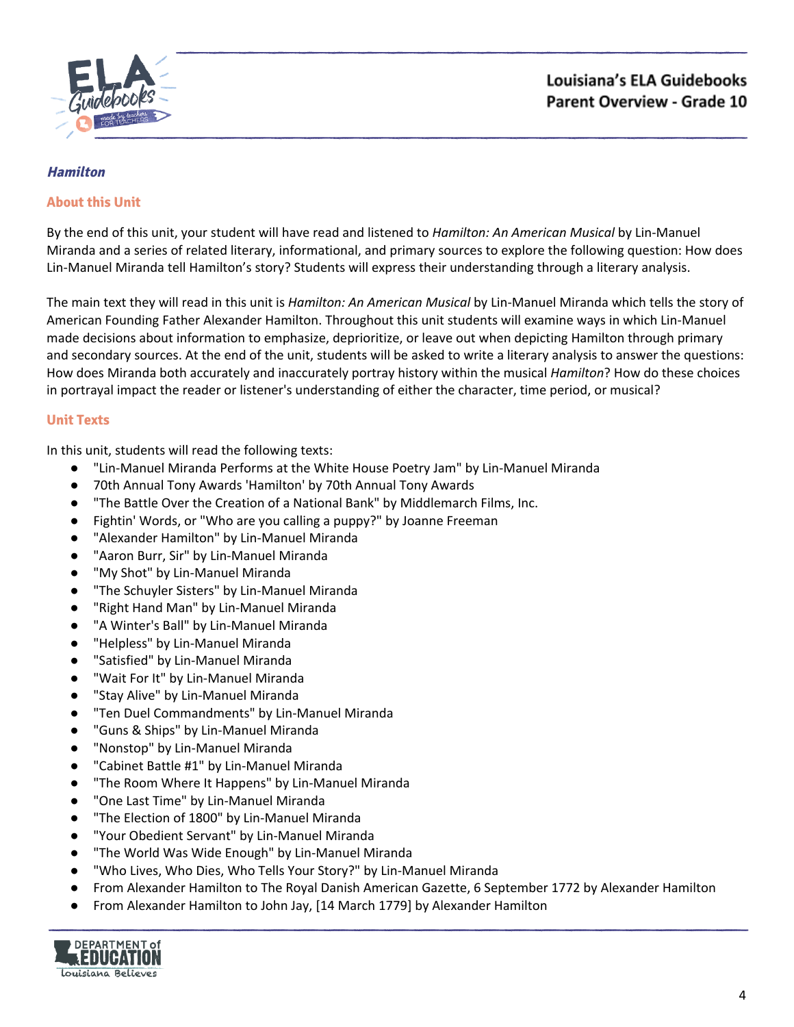### *Hamilton*

#### About this Unit

By the end of this unit, your student will have read and listened to *Hamilton: An American Musical* by Lin-Manuel Miranda and a series of related literary, informational, and primary sources to explore the following question: How does Lin-Manuel Miranda tell Hamilton's story? Students will express their understanding through a literary analysis.

The main text they will read in this unit is *Hamilton: An American Musical* by Lin-Manuel Miranda which tells the story of American Founding Father Alexander Hamilton. Throughout this unit students will examine ways in which Lin-Manuel made decisions about information to emphasize, deprioritize, or leave out when depicting Hamilton through primary and secondary sources. At the end of the unit, students will be asked to write a literary analysis to answer the questions: How does Miranda both accurately and inaccurately portray history within the musical *Hamilton*? How do these choices in portrayal impact the reader or listener's understanding of either the character, time period, or musical?

#### Unit Texts

In this unit, students will read the following texts:

- "Lin-Manuel Miranda Performs at the White House Poetry Jam" by Lin-Manuel Miranda
- 70th Annual Tony Awards 'Hamilton' by 70th Annual Tony Awards
- "The Battle Over the Creation of a National Bank" by Middlemarch Films, Inc.
- Fightin' Words, or "Who are you calling a puppy?" by Joanne Freeman
- "Alexander Hamilton" by Lin-Manuel Miranda
- "Aaron Burr, Sir" by Lin-Manuel Miranda
- "My Shot" by Lin-Manuel Miranda
- "The Schuyler Sisters" by Lin-Manuel Miranda
- "Right Hand Man" by Lin-Manuel Miranda
- "A Winter's Ball" by Lin-Manuel Miranda
- "Helpless" by Lin-Manuel Miranda
- "Satisfied" by Lin-Manuel Miranda
- "Wait For It" by Lin-Manuel Miranda
- "Stay Alive" by Lin-Manuel Miranda
- "Ten Duel Commandments" by Lin-Manuel Miranda
- "Guns & Ships" by Lin-Manuel Miranda
- "Nonstop" by Lin-Manuel Miranda
- "Cabinet Battle #1" by Lin-Manuel Miranda
- "The Room Where It Happens" by Lin-Manuel Miranda
- "One Last Time" by Lin-Manuel Miranda
- "The Election of 1800" by Lin-Manuel Miranda
- "Your Obedient Servant" by Lin-Manuel Miranda
- "The World Was Wide Enough" by Lin-Manuel Miranda
- "Who Lives, Who Dies, Who Tells Your Story?" by Lin-Manuel Miranda
- From Alexander Hamilton to The Royal Danish American Gazette, 6 September 1772 by Alexander Hamilton
- From Alexander Hamilton to John Jay, [14 March 1779] by Alexander Hamilton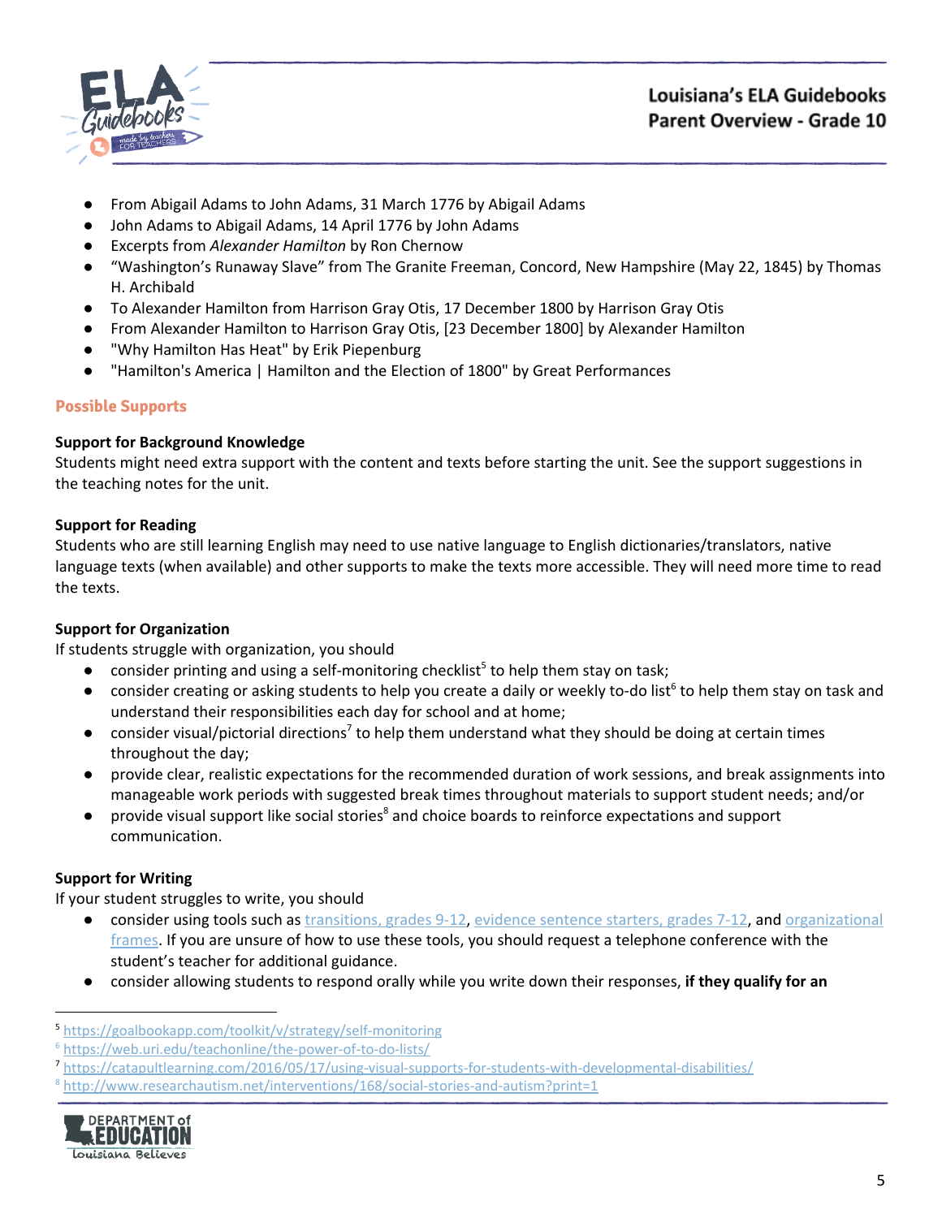- From Abigail Adams to John Adams, 31 March 1776 by Abigail Adams
- John Adams to Abigail Adams, 14 April 1776 by John Adams
- Excerpts from *Alexander Hamilton* by Ron Chernow
- "Washington's Runaway Slave" from The Granite Freeman, Concord, New Hampshire (May 22, 1845) by Thomas H. Archibald
- To Alexander Hamilton from Harrison Gray Otis, 17 December 1800 by Harrison Gray Otis
- From Alexander Hamilton to Harrison Gray Otis, [23 December 1800] by Alexander Hamilton
- "Why Hamilton Has Heat" by Erik Piepenburg
- "Hamilton's America | Hamilton and the Election of 1800" by Great Performances

## Possible Supports

**Support for Background Knowledge**
Students might need extra support with the content and texts before starting the unit. See the support suggestions in the teaching notes for the unit.

**Support for Reading**
Students who are still learning English may need to use native language to English dictionaries/translators, native language texts (when available) and other supports to make the texts more accessible. They will need more time to read the texts.

**Support for Organization**
If students struggle with organization, you should

- consider printing and using a self-monitoring checklist[5] to help them stay on task;
- consider creating or asking students to help you create a daily or weekly to-do list[6] to help them stay on task and understand their responsibilities each day for school and at home;
- consider visual/pictorial directions[7] to help them understand what they should be doing at certain times throughout the day;
- provide clear, realistic expectations for the recommended duration of work sessions, and break assignments into manageable work periods with suggested break times throughout materials to support student needs; and/or
- provide visual support like social stories[8] and choice boards to reinforce expectations and support communication.

**Support for Writing**
If your student struggles to write, you should

- consider using tools such as transitions, grades 9-12, evidence sentence starters, grades 7-12, and organizational frames. If you are unsure of how to use these tools, you should request a telephone conference with the student's teacher for additional guidance.
- consider allowing students to respond orally while you write down their responses, **if they qualify for an**

---

[5] https://goalbookapp.com/toolkit/v/strategy/self-monitoring
[6] https://web.uri.edu/teachonline/the-power-of-to-do-lists/
[7] https://catapultlearning.com/2016/05/17/using-visual-supports-for-students-with-developmental-disabilities/
[8] http://www.researchautism.net/interventions/168/social-stories-and-autism?print=1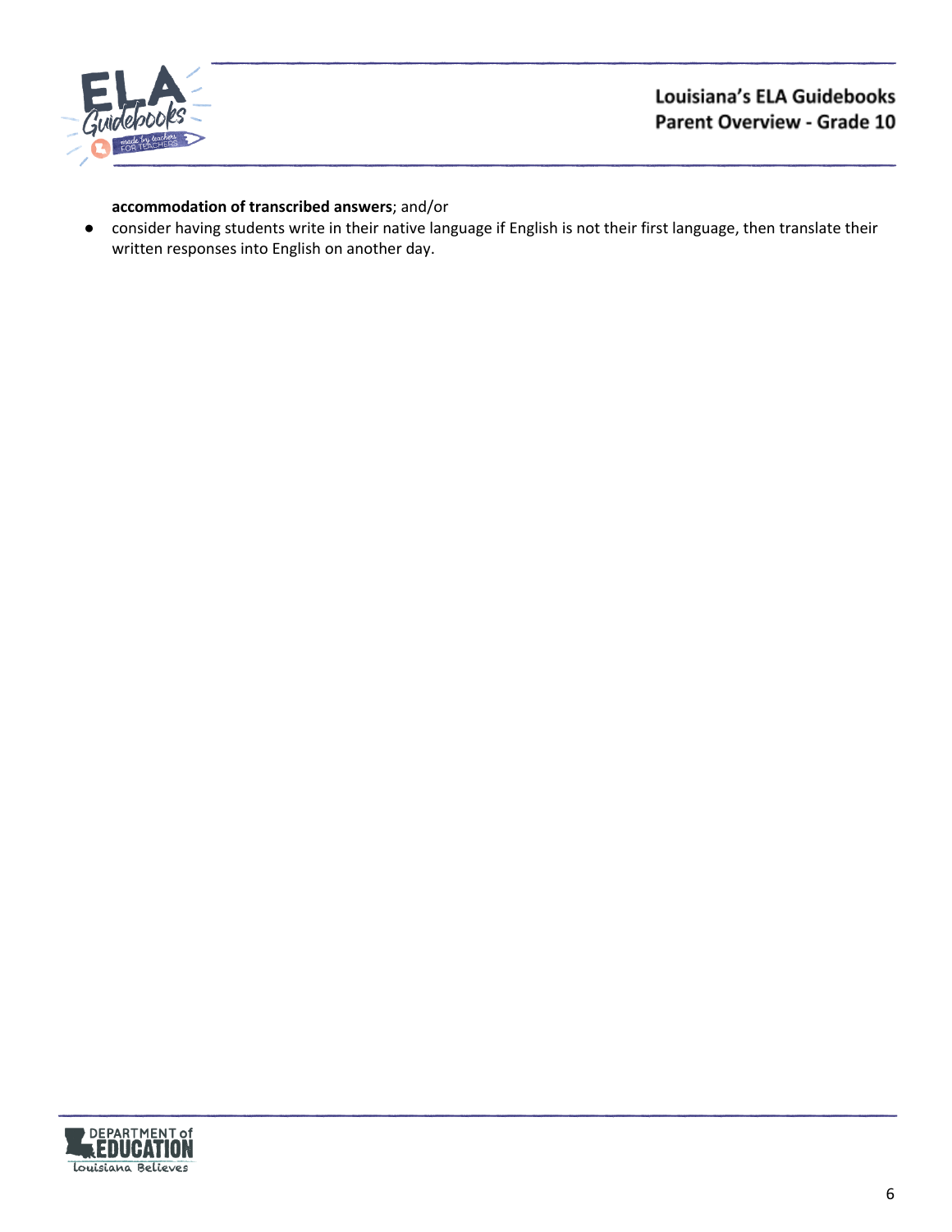**accommodation of transcribed answers**; and/or

- consider having students write in their native language if English is not their first language, then translate their written responses into English on another day.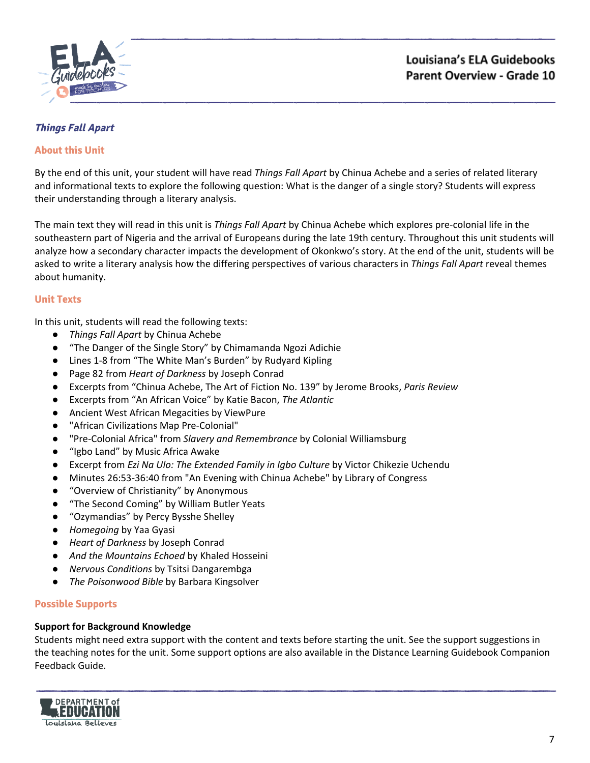## *Things Fall Apart*

### About this Unit

By the end of this unit, your student will have read *Things Fall Apart* by Chinua Achebe and a series of related literary and informational texts to explore the following question: What is the danger of a single story? Students will express their understanding through a literary analysis.

The main text they will read in this unit is *Things Fall Apart* by Chinua Achebe which explores pre-colonial life in the southeastern part of Nigeria and the arrival of Europeans during the late 19th century. Throughout this unit students will analyze how a secondary character impacts the development of Okonkwo's story. At the end of the unit, students will be asked to write a literary analysis how the differing perspectives of various characters in *Things Fall Apart* reveal themes about humanity.

### Unit Texts

In this unit, students will read the following texts:

- *Things Fall Apart* by Chinua Achebe
- "The Danger of the Single Story" by Chimamanda Ngozi Adichie
- Lines 1-8 from "The White Man's Burden" by Rudyard Kipling
- Page 82 from *Heart of Darkness* by Joseph Conrad
- Excerpts from "Chinua Achebe, The Art of Fiction No. 139" by Jerome Brooks, *Paris Review*
- Excerpts from "An African Voice" by Katie Bacon, *The Atlantic*
- Ancient West African Megacities by ViewPure
- "African Civilizations Map Pre-Colonial"
- "Pre-Colonial Africa" from *Slavery and Remembrance* by Colonial Williamsburg
- "Igbo Land" by Music Africa Awake
- Excerpt from *Ezi Na Ulo: The Extended Family in Igbo Culture* by Victor Chikezie Uchendu
- Minutes 26:53-36:40 from "An Evening with Chinua Achebe" by Library of Congress
- "Overview of Christianity" by Anonymous
- "The Second Coming" by William Butler Yeats
- "Ozymandias" by Percy Bysshe Shelley
- *Homegoing* by Yaa Gyasi
- *Heart of Darkness* by Joseph Conrad
- *And the Mountains Echoed* by Khaled Hosseini
- *Nervous Conditions* by Tsitsi Dangarembga
- *The Poisonwood Bible* by Barbara Kingsolver

### Possible Supports

**Support for Background Knowledge**

Students might need extra support with the content and texts before starting the unit. See the support suggestions in the teaching notes for the unit. Some support options are also available in the Distance Learning Guidebook Companion Feedback Guide.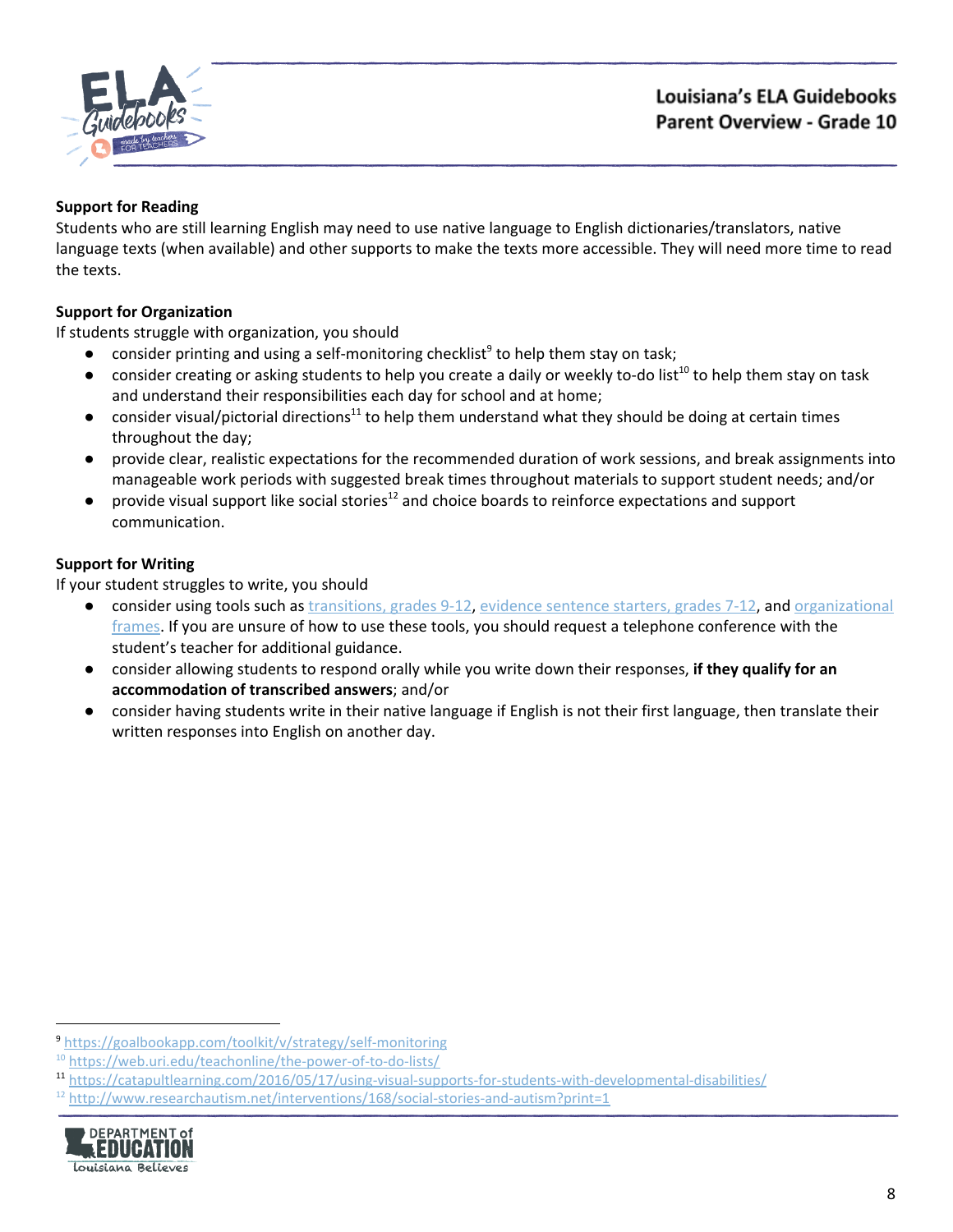**Support for Reading**

Students who are still learning English may need to use native language to English dictionaries/translators, native language texts (when available) and other supports to make the texts more accessible. They will need more time to read the texts.

**Support for Organization**

If students struggle with organization, you should

- consider printing and using a self-monitoring checklist[9] to help them stay on task;
- consider creating or asking students to help you create a daily or weekly to-do list[10] to help them stay on task and understand their responsibilities each day for school and at home;
- consider visual/pictorial directions[11] to help them understand what they should be doing at certain times throughout the day;
- provide clear, realistic expectations for the recommended duration of work sessions, and break assignments into manageable work periods with suggested break times throughout materials to support student needs; and/or
- provide visual support like social stories[12] and choice boards to reinforce expectations and support communication.

**Support for Writing**

If your student struggles to write, you should

- consider using tools such as transitions, grades 9-12, evidence sentence starters, grades 7-12, and organizational frames. If you are unsure of how to use these tools, you should request a telephone conference with the student's teacher for additional guidance.
- consider allowing students to respond orally while you write down their responses, **if they qualify for an accommodation of transcribed answers**; and/or
- consider having students write in their native language if English is not their first language, then translate their written responses into English on another day.

---

[9] https://goalbookapp.com/toolkit/v/strategy/self-monitoring
[10] https://web.uri.edu/teachonline/the-power-of-to-do-lists/
[11] https://catapultlearning.com/2016/05/17/using-visual-supports-for-students-with-developmental-disabilities/
[12] http://www.researchautism.net/interventions/168/social-stories-and-autism?print=1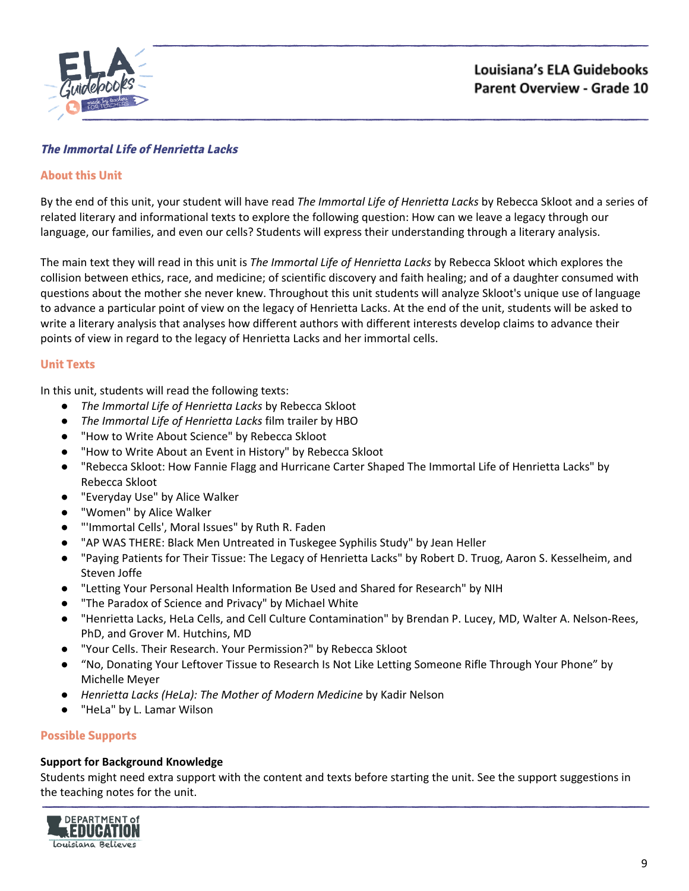# Louisiana's ELA Guidebooks
## Parent Overview - Grade 10

### *The Immortal Life of Henrietta Lacks*

#### About this Unit

By the end of this unit, your student will have read *The Immortal Life of Henrietta Lacks* by Rebecca Skloot and a series of related literary and informational texts to explore the following question: How can we leave a legacy through our language, our families, and even our cells? Students will express their understanding through a literary analysis.

The main text they will read in this unit is *The Immortal Life of Henrietta Lacks* by Rebecca Skloot which explores the collision between ethics, race, and medicine; of scientific discovery and faith healing; and of a daughter consumed with questions about the mother she never knew. Throughout this unit students will analyze Skloot's unique use of language to advance a particular point of view on the legacy of Henrietta Lacks. At the end of the unit, students will be asked to write a literary analysis that analyses how different authors with different interests develop claims to advance their points of view in regard to the legacy of Henrietta Lacks and her immortal cells.

#### Unit Texts

In this unit, students will read the following texts:

- *The Immortal Life of Henrietta Lacks* by Rebecca Skloot
- *The Immortal Life of Henrietta Lacks* film trailer by HBO
- "How to Write About Science" by Rebecca Skloot
- "How to Write About an Event in History" by Rebecca Skloot
- "Rebecca Skloot: How Fannie Flagg and Hurricane Carter Shaped The Immortal Life of Henrietta Lacks" by Rebecca Skloot
- "Everyday Use" by Alice Walker
- "Women" by Alice Walker
- "'Immortal Cells', Moral Issues" by Ruth R. Faden
- "AP WAS THERE: Black Men Untreated in Tuskegee Syphilis Study" by Jean Heller
- "Paying Patients for Their Tissue: The Legacy of Henrietta Lacks" by Robert D. Truog, Aaron S. Kesselheim, and Steven Joffe
- "Letting Your Personal Health Information Be Used and Shared for Research" by NIH
- "The Paradox of Science and Privacy" by Michael White
- "Henrietta Lacks, HeLa Cells, and Cell Culture Contamination" by Brendan P. Lucey, MD, Walter A. Nelson-Rees, PhD, and Grover M. Hutchins, MD
- "Your Cells. Their Research. Your Permission?" by Rebecca Skloot
- "No, Donating Your Leftover Tissue to Research Is Not Like Letting Someone Rifle Through Your Phone" by Michelle Meyer
- *Henrietta Lacks (HeLa): The Mother of Modern Medicine* by Kadir Nelson
- "HeLa" by L. Lamar Wilson

#### Possible Supports

**Support for Background Knowledge**

Students might need extra support with the content and texts before starting the unit. See the support suggestions in the teaching notes for the unit.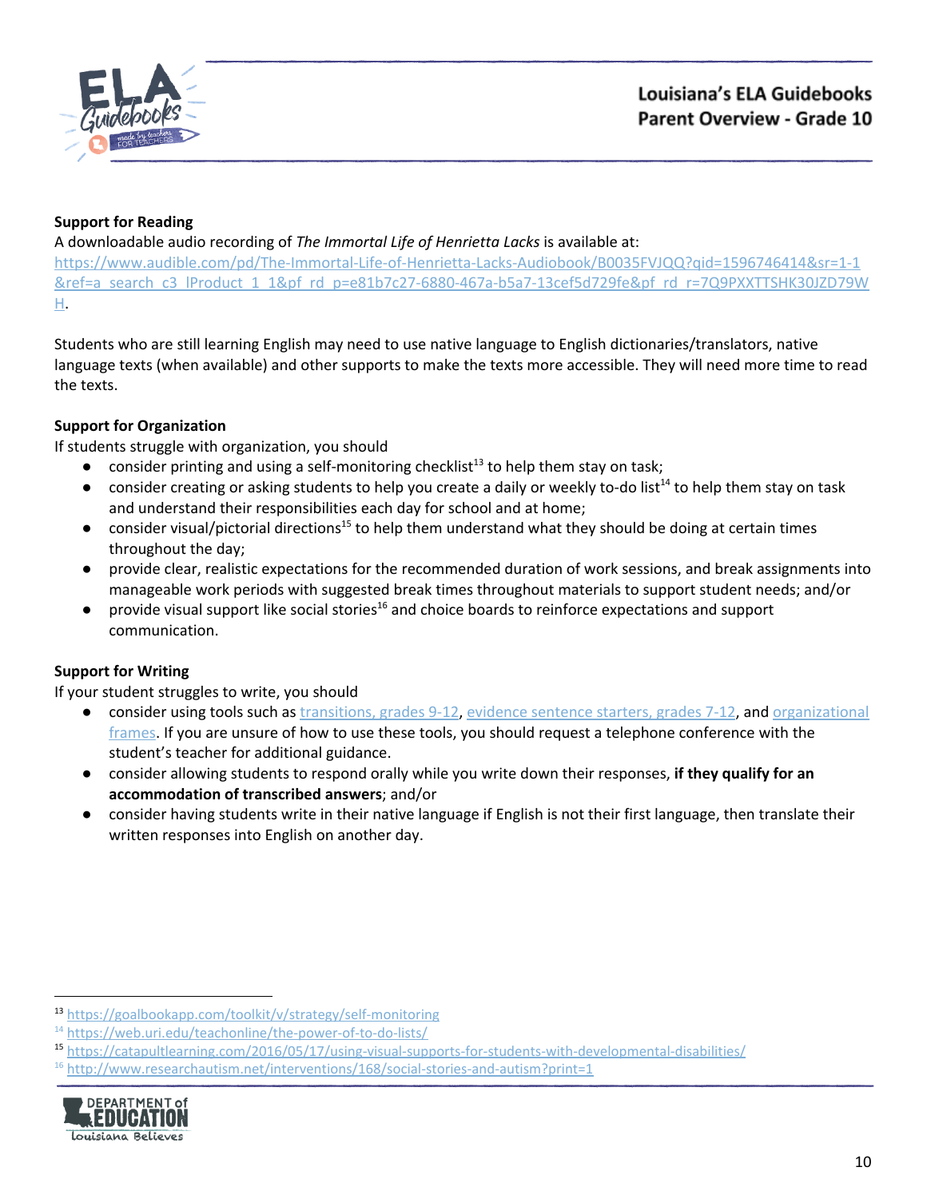**Support for Reading**

A downloadable audio recording of *The Immortal Life of Henrietta Lacks* is available at: https://www.audible.com/pd/The-Immortal-Life-of-Henrietta-Lacks-Audiobook/B0035FVJQQ?qid=1596746414&sr=1-1&ref=a_search_c3_lProduct_1_1&pf_rd_p=e81b7c27-6880-467a-b5a7-13cef5d729fe&pf_rd_r=7Q9PXXTTSHK30JZD79WH.

Students who are still learning English may need to use native language to English dictionaries/translators, native language texts (when available) and other supports to make the texts more accessible. They will need more time to read the texts.

**Support for Organization**

If students struggle with organization, you should

- consider printing and using a self-monitoring checklist[13] to help them stay on task;
- consider creating or asking students to help you create a daily or weekly to-do list[14] to help them stay on task and understand their responsibilities each day for school and at home;
- consider visual/pictorial directions[15] to help them understand what they should be doing at certain times throughout the day;
- provide clear, realistic expectations for the recommended duration of work sessions, and break assignments into manageable work periods with suggested break times throughout materials to support student needs; and/or
- provide visual support like social stories[16] and choice boards to reinforce expectations and support communication.

**Support for Writing**

If your student struggles to write, you should

- consider using tools such as transitions, grades 9-12, evidence sentence starters, grades 7-12, and organizational frames. If you are unsure of how to use these tools, you should request a telephone conference with the student's teacher for additional guidance.
- consider allowing students to respond orally while you write down their responses, **if they qualify for an accommodation of transcribed answers**; and/or
- consider having students write in their native language if English is not their first language, then translate their written responses into English on another day.

---

[13] https://goalbookapp.com/toolkit/v/strategy/self-monitoring

[14] https://web.uri.edu/teachonline/the-power-of-to-do-lists/

[15] https://catapultlearning.com/2016/05/17/using-visual-supports-for-students-with-developmental-disabilities/

[16] http://www.researchautism.net/interventions/168/social-stories-and-autism?print=1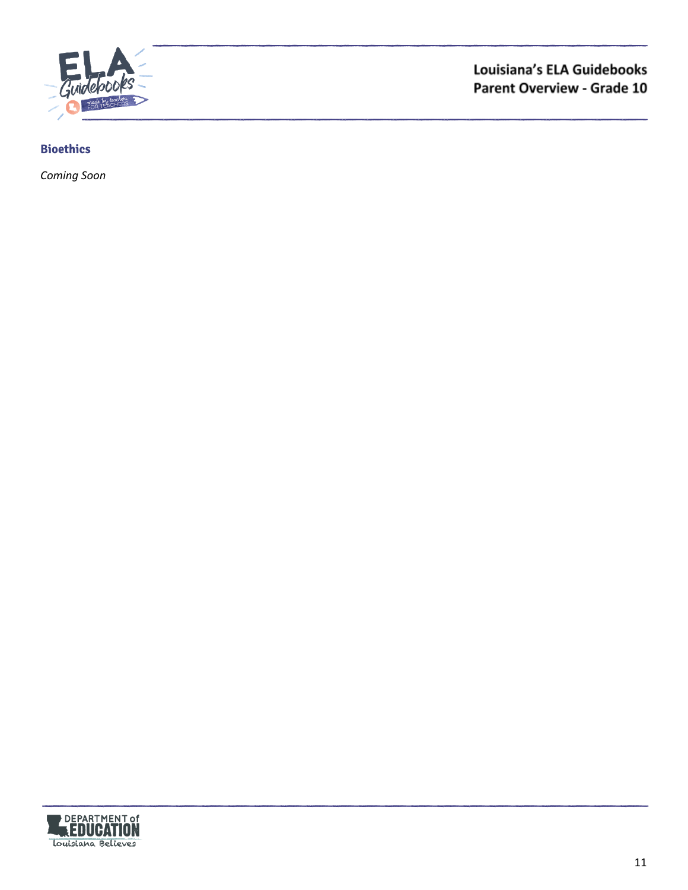## Bioethics

*Coming Soon*